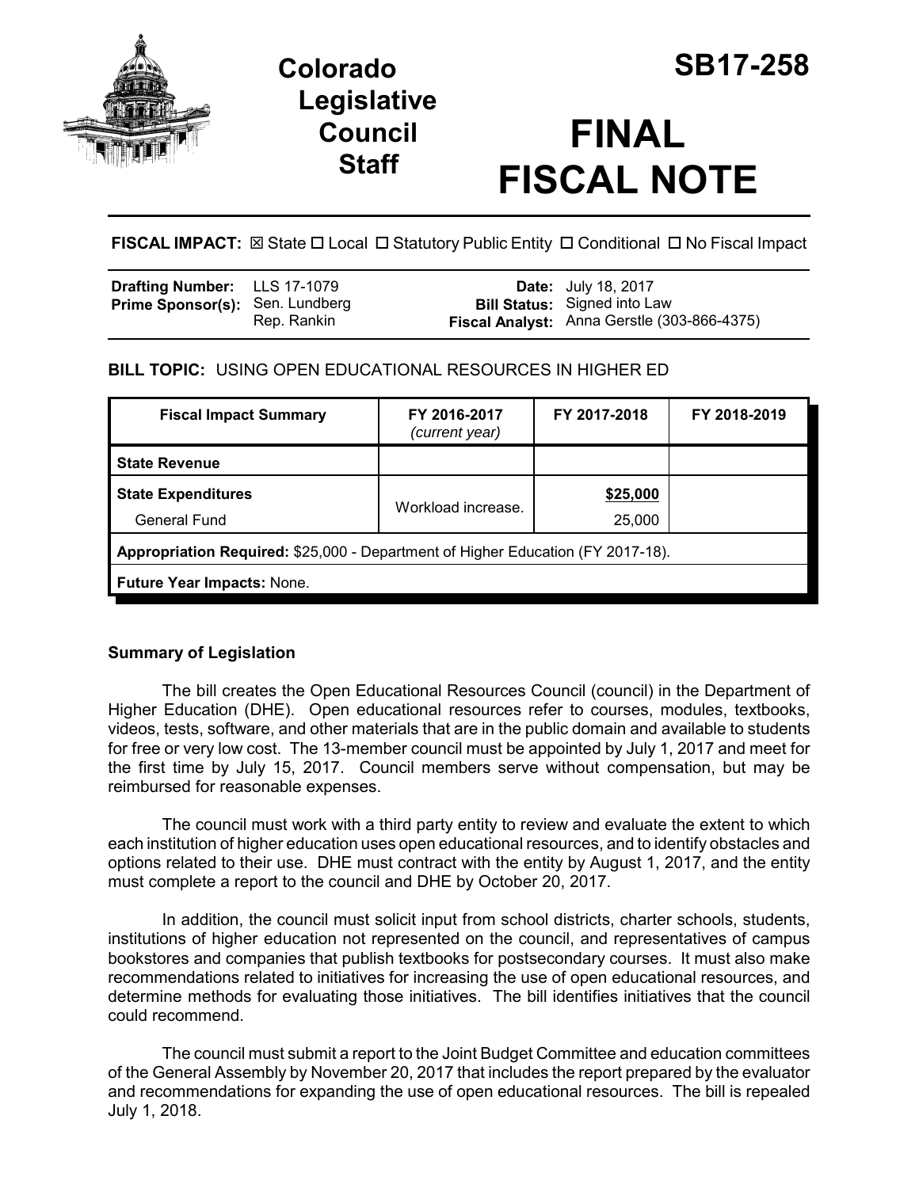# Colorado Legislative Council Staff

# SB17-258

# FINAL FISCAL NOTE

**FISCAL IMPACT:** ☒ State ☐ Local ☐ Statutory Public Entity ☐ Conditional ☐ No Fiscal Impact

| | | | |
|---|---|---|---|
| **Drafting Number:** | LLS 17-1079 | **Date:** | July 18, 2017 |
| **Prime Sponsor(s):** | Sen. Lundberg<br>Rep. Rankin | **Bill Status:** | Signed into Law |
| | | **Fiscal Analyst:** | Anna Gerstle (303-866-4375) |

## BILL TOPIC: USING OPEN EDUCATIONAL RESOURCES IN HIGHER ED

| Fiscal Impact Summary | FY 2016-2017 *(current year)* | FY 2017-2018 | FY 2018-2019 |
|---|---|---|---|
| **State Revenue** | | | |
| **State Expenditures**<br>General Fund | Workload increase. | **\$25,000**<br>25,000 | |
| **Appropriation Required:** \$25,000 - Department of Higher Education (FY 2017-18). | | | |
| **Future Year Impacts:** None. | | | |

### Summary of Legislation

The bill creates the Open Educational Resources Council (council) in the Department of Higher Education (DHE). Open educational resources refer to courses, modules, textbooks, videos, tests, software, and other materials that are in the public domain and available to students for free or very low cost. The 13-member council must be appointed by July 1, 2017 and meet for the first time by July 15, 2017. Council members serve without compensation, but may be reimbursed for reasonable expenses.

The council must work with a third party entity to review and evaluate the extent to which each institution of higher education uses open educational resources, and to identify obstacles and options related to their use. DHE must contract with the entity by August 1, 2017, and the entity must complete a report to the council and DHE by October 20, 2017.

In addition, the council must solicit input from school districts, charter schools, students, institutions of higher education not represented on the council, and representatives of campus bookstores and companies that publish textbooks for postsecondary courses. It must also make recommendations related to initiatives for increasing the use of open educational resources, and determine methods for evaluating those initiatives. The bill identifies initiatives that the council could recommend.

The council must submit a report to the Joint Budget Committee and education committees of the General Assembly by November 20, 2017 that includes the report prepared by the evaluator and recommendations for expanding the use of open educational resources. The bill is repealed July 1, 2018.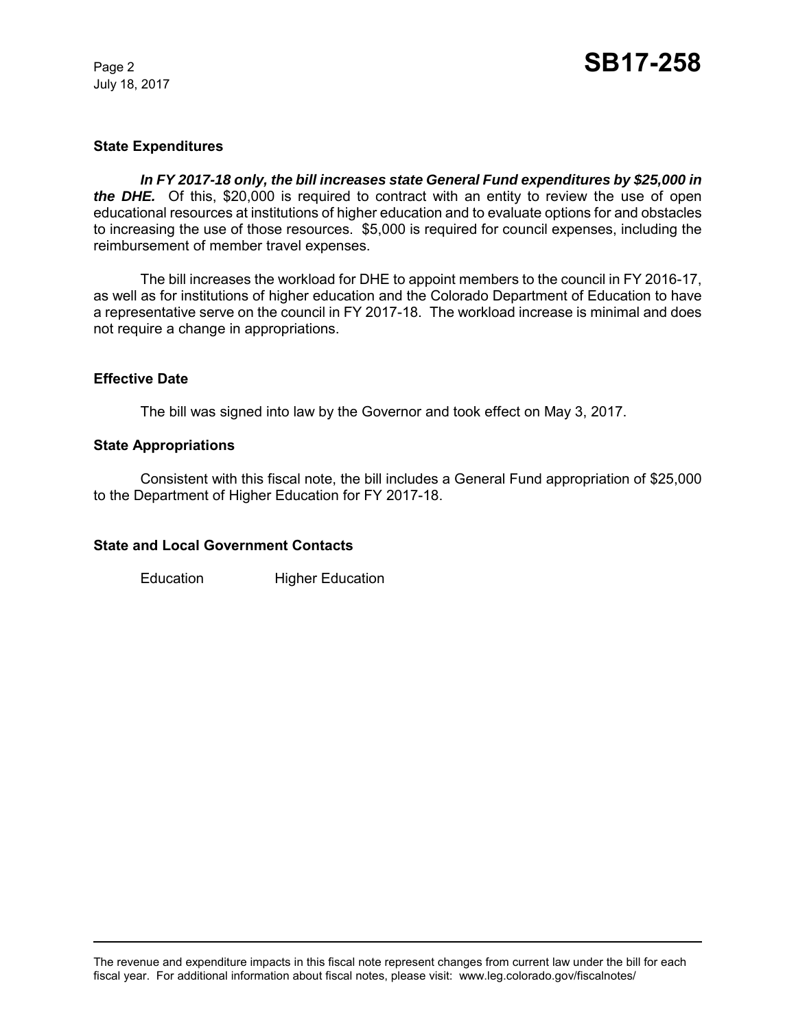## State Expenditures

***In FY 2017-18 only, the bill increases state General Fund expenditures by $25,000 in the DHE.*** Of this, $20,000 is required to contract with an entity to review the use of open educational resources at institutions of higher education and to evaluate options for and obstacles to increasing the use of those resources. $5,000 is required for council expenses, including the reimbursement of member travel expenses.

The bill increases the workload for DHE to appoint members to the council in FY 2016-17, as well as for institutions of higher education and the Colorado Department of Education to have a representative serve on the council in FY 2017-18. The workload increase is minimal and does not require a change in appropriations.

## Effective Date

The bill was signed into law by the Governor and took effect on May 3, 2017.

## State Appropriations

Consistent with this fiscal note, the bill includes a General Fund appropriation of $25,000 to the Department of Higher Education for FY 2017-18.

## State and Local Government Contacts

Education Higher Education

The revenue and expenditure impacts in this fiscal note represent changes from current law under the bill for each fiscal year. For additional information about fiscal notes, please visit: www.leg.colorado.gov/fiscalnotes/